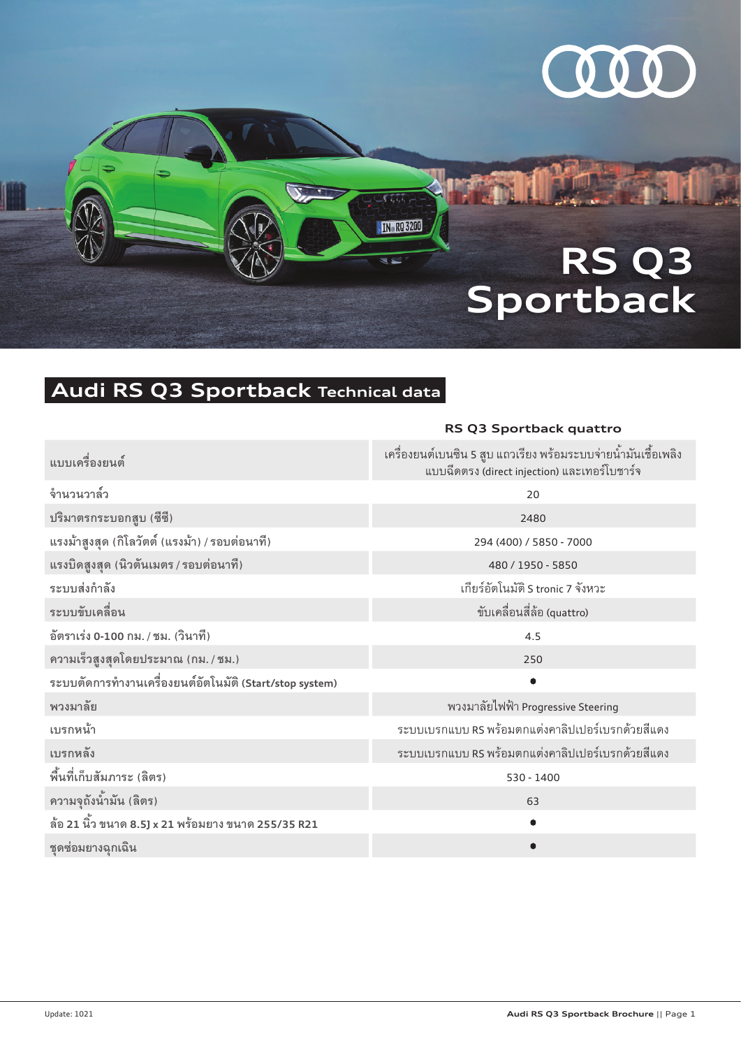# RS Q3 Sportback

## Audi RS Q3 Sportback Technical data

| | RS Q3 Sportback quattro |
|---|---|
| แบบเครื่องยนต์ | เครื่องยนต์เบนซิน 5 สูบ แถวเรียง พร้อมระบบจ่ายน้ำมันเชื้อเพลิงแบบฉีดตรง (direct injection) และเทอร์โบชาร์จ |
| จำนวนวาล์ว | 20 |
| ปริมาตรกระบอกสูบ (ซีซี) | 2480 |
| แรงม้าสูงสุด (กิโลวัตต์ (แรงม้า) / รอบต่อนาที) | 294 (400) / 5850 - 7000 |
| แรงบิดสูงสุด (นิวตันเมตร / รอบต่อนาที) | 480 / 1950 - 5850 |
| ระบบส่งกำลัง | เกียร์อัตโนมัติ S tronic 7 จังหวะ |
| ระบบขับเคลื่อน | ขับเคลื่อนสี่ล้อ (quattro) |
| อัตราเร่ง 0-100 กม. / ชม. (วินาที) | 4.5 |
| ความเร็วสูงสุดโดยประมาณ (กม. / ชม.) | 250 |
| ระบบตัดการทำงานเครื่องยนต์อัตโนมัติ (Start/stop system) | ● |
| พวงมาลัย | พวงมาลัยไฟฟ้า Progressive Steering |
| เบรกหน้า | ระบบเบรกแบบ RS พร้อมตกแต่งคาลิปเปอร์เบรกด้วยสีแดง |
| เบรกหลัง | ระบบเบรกแบบ RS พร้อมตกแต่งคาลิปเปอร์เบรกด้วยสีแดง |
| พื้นที่เก็บสัมภาระ (ลิตร) | 530 - 1400 |
| ความจุถังน้ำมัน (ลิตร) | 63 |
| ล้อ 21 นิ้ว ขนาด 8.5J x 21 พร้อมยาง ขนาด 255/35 R21 | ● |
| ชุดซ่อมยางฉุกเฉิน | ● |

Update: 1021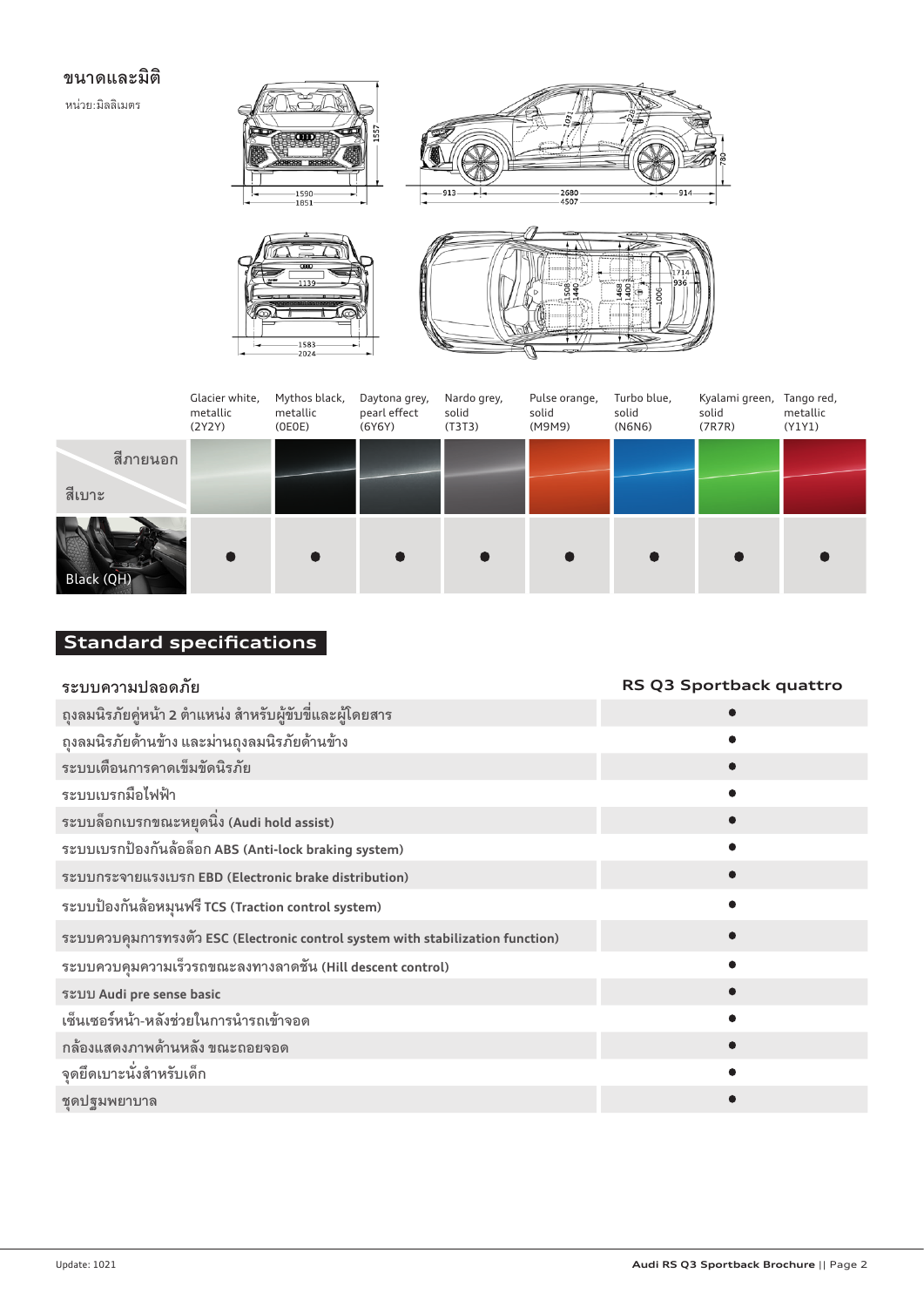## ขนาดและมิติ

หน่วย:มิลลิเมตร

1557

1590
1851

913 2680 914
4507

1031
928
780

1139

1583
2024

1508
1440
1468
1400
1006
1714
936

| สีภายนอก / สีเบาะ | Glacier white, metallic (2Y2Y) | Mythos black, metallic (0E0E) | Daytona grey, pearl effect (6Y6Y) | Nardo grey, solid (T3T3) | Pulse orange, solid (M9M9) | Turbo blue, solid (N6N6) | Kyalami green, solid (7R7R) | Tango red, metallic (Y1Y1) |
|---|---|---|---|---|---|---|---|---|
| Black (QH) | ● | ● | ● | ● | ● | ● | ● | ● |

## Standard specifications

| ระบบความปลอดภัย | RS Q3 Sportback quattro |
|---|---|
| ถุงลมนิรภัยคู่หน้า 2 ตำแหน่ง สำหรับผู้ขับขี่และผู้โดยสาร | ● |
| ถุงลมนิรภัยด้านข้าง และม่านถุงลมนิรภัยด้านข้าง | ● |
| ระบบเตือนการคาดเข็มขัดนิรภัย | ● |
| ระบบเบรกมือไฟฟ้า | ● |
| ระบบล็อกเบรกขณะหยุดนิ่ง (Audi hold assist) | ● |
| ระบบเบรกป้องกันล้อล็อก ABS (Anti-lock braking system) | ● |
| ระบบกระจายแรงเบรก EBD (Electronic brake distribution) | ● |
| ระบบป้องกันล้อหมุนฟรี TCS (Traction control system) | ● |
| ระบบควบคุมการทรงตัว ESC (Electronic control system with stabilization function) | ● |
| ระบบควบคุมความเร็วรถขณะลงทางลาดชัน (Hill descent control) | ● |
| ระบบ Audi pre sense basic | ● |
| เซ็นเซอร์หน้า-หลังช่วยในการนำรถเข้าจอด | ● |
| กล้องแสดงภาพด้านหลัง ขณะถอยจอด | ● |
| จุดยึดเบาะนั่งสำหรับเด็ก | ● |
| ชุดปฐมพยาบาล | ● |

Update: 1021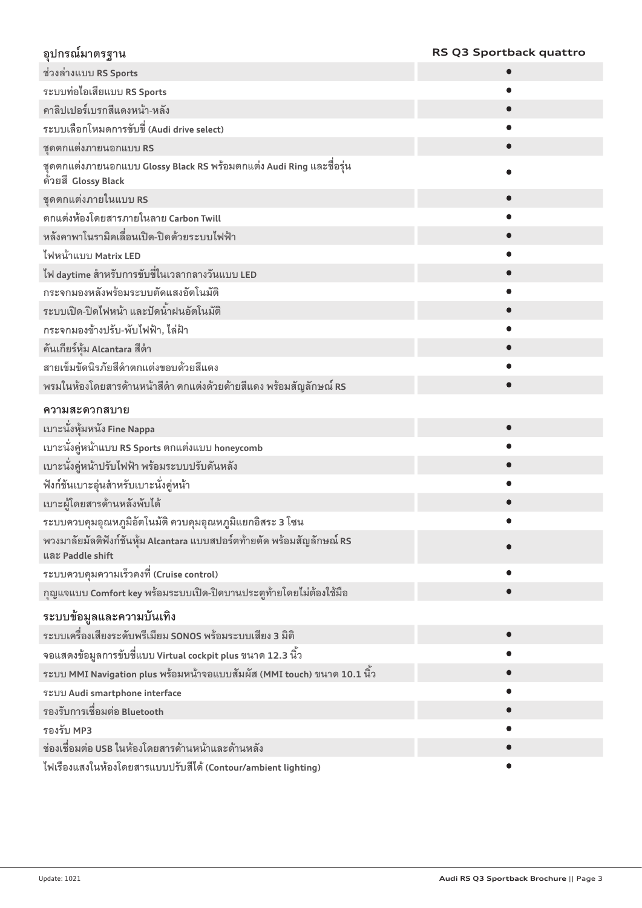| อุปกรณ์มาตรฐาน | RS Q3 Sportback quattro |
|---|---|
| ช่วงล่างแบบ RS Sports | ● |
| ระบบท่อไอเสียแบบ RS Sports | ● |
| คาลิปเปอร์เบรกสีแดงหน้า-หลัง | ● |
| ระบบเลือกโหมดการขับขี่ (Audi drive select) | ● |
| ชุดตกแต่งภายนอกแบบ RS | ● |
| ชุดตกแต่งภายนอกแบบ Glossy Black RS พร้อมตกแต่ง Audi Ring และชื่อรุ่นด้วยสี Glossy Black | ● |
| ชุดตกแต่งภายในแบบ RS | ● |
| ตกแต่งห้องโดยสารภายในลาย Carbon Twill | ● |
| หลังคาพาโนรามิคเลื่อนเปิด-ปิดด้วยระบบไฟฟ้า | ● |
| ไฟหน้าแบบ Matrix LED | ● |
| ไฟ daytime สำหรับการขับขี่ในเวลากลางวันแบบ LED | ● |
| กระจกมองหลังพร้อมระบบตัดแสงอัตโนมัติ | ● |
| ระบบเปิด-ปิดไฟหน้า และปัดน้ำฝนอัตโนมัติ | ● |
| กระจกมองข้างปรับ-พับไฟฟ้า, ไล่ฝ้า | ● |
| คันเกียร์หุ้ม Alcantara สีดำ | ● |
| สายเข็มขัดนิรภัยสีดำตกแต่งขอบด้วยสีแดง | ● |
| พรมในห้องโดยสารด้านหน้าสีดำ ตกแต่งด้วยด้ายสีแดง พร้อมสัญลักษณ์ RS | ● |
| **ความสะดวกสบาย** | |
| เบาะนั่งหุ้มหนัง Fine Nappa | ● |
| เบาะนั่งคู่หน้าแบบ RS Sports ตกแต่งแบบ honeycomb | ● |
| เบาะนั่งคู่หน้าปรับไฟฟ้า พร้อมระบบปรับดันหลัง | ● |
| ฟังก์ชันเบาะอุ่นสำหรับเบาะนั่งคู่หน้า | ● |
| เบาะผู้โดยสารด้านหลังพับได้ | ● |
| ระบบควบคุมอุณหภูมิอัตโนมัติ ควบคุมอุณหภูมิแยกอิสระ 3 โซน | ● |
| พวงมาลัยมัลติฟังก์ชันหุ้ม Alcantara แบบสปอร์ตท้ายตัด พร้อมสัญลักษณ์ RS และ Paddle shift | ● |
| ระบบควบคุมความเร็วคงที่ (Cruise control) | ● |
| กุญแจแบบ Comfort key พร้อมระบบเปิด-ปิดบานประตูท้ายโดยไม่ต้องใช้มือ | ● |
| **ระบบข้อมูลและความบันเทิง** | |
| ระบบเครื่องเสียงระดับพรีเมียม SONOS พร้อมระบบเสียง 3 มิติ | ● |
| จอแสดงข้อมูลการขับขี่แบบ Virtual cockpit plus ขนาด 12.3 นิ้ว | ● |
| ระบบ MMI Navigation plus พร้อมหน้าจอแบบสัมผัส (MMI touch) ขนาด 10.1 นิ้ว | ● |
| ระบบ Audi smartphone interface | ● |
| รองรับการเชื่อมต่อ Bluetooth | ● |
| รองรับ MP3 | ● |
| ช่องเชื่อมต่อ USB ในห้องโดยสารด้านหน้าและด้านหลัง | ● |
| ไฟเรืองแสงในห้องโดยสารแบบปรับสีได้ (Contour/ambient lighting) | ● |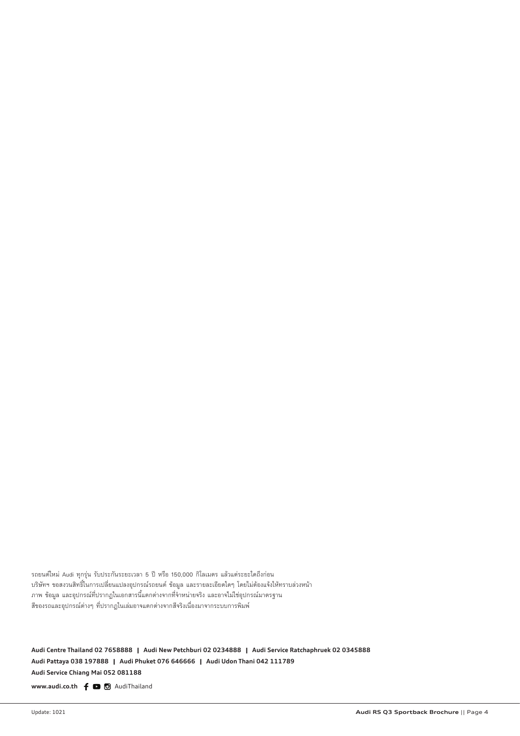รถยนต์ใหม่ Audi ทุกรุ่น รับประกันระยะเวลา 5 ปี หรือ 150,000 กิโลเมตร แล้วแต่ระยะใดถึงก่อน
บริษัทฯ ขอสงวนสิทธิ์ในการเปลี่ยนแปลงอุปกรณ์รถยนต์ ข้อมูล และรายละเอียดใดๆ โดยไม่ต้องแจ้งให้ทราบล่วงหน้า
ภาพ ข้อมูล และอุปกรณ์ที่ปรากฏในเอกสารนี้แตกต่างจากที่จำหน่ายจริง และอาจไม่ใช่อุปกรณ์มาตรฐาน
สีของรถและอุปกรณ์ต่างๆ ที่ปรากฏในเล่มอาจแตกต่างจากสีจริงเนื่องมาจากระบบการพิมพ์

**Audi Centre Thailand 02 7658888 | Audi New Petchburi 02 0234888 | Audi Service Ratchaphruek 02 0345888**
**Audi Pattaya 038 197888 | Audi Phuket 076 646666 | Audi Udon Thani 042 111789**
**Audi Service Chiang Mai 052 081188**

**www.audi.co.th** AudiThailand

Update: 1021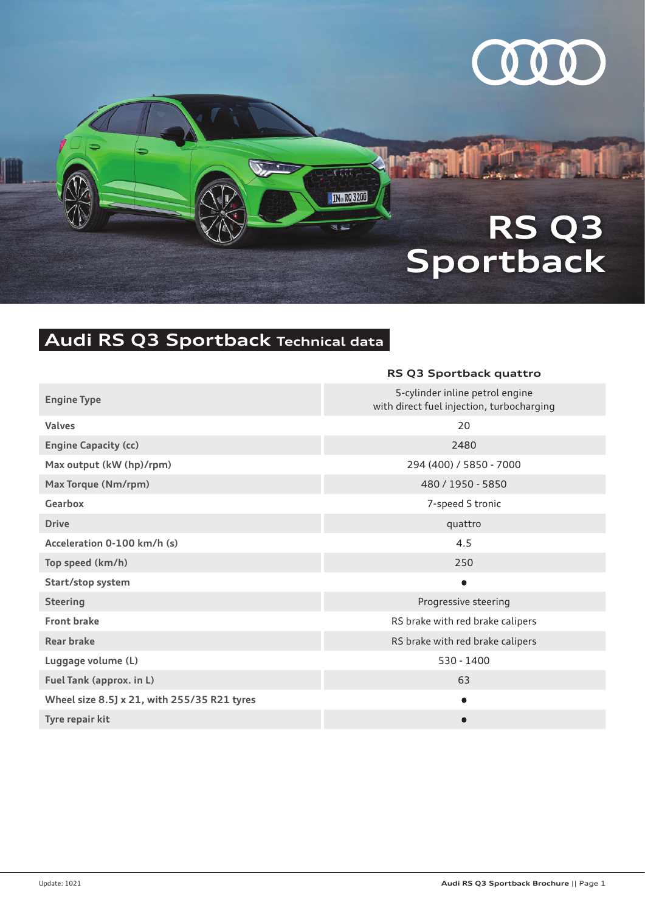# RS Q3 Sportback

## Audi RS Q3 Sportback Technical data

| | RS Q3 Sportback quattro |
|---|---|
| Engine Type | 5-cylinder inline petrol engine with direct fuel injection, turbocharging |
| Valves | 20 |
| Engine Capacity (cc) | 2480 |
| Max output (kW (hp)/rpm) | 294 (400) / 5850 - 7000 |
| Max Torque (Nm/rpm) | 480 / 1950 - 5850 |
| Gearbox | 7-speed S tronic |
| Drive | quattro |
| Acceleration 0-100 km/h (s) | 4.5 |
| Top speed (km/h) | 250 |
| Start/stop system | ● |
| Steering | Progressive steering |
| Front brake | RS brake with red brake calipers |
| Rear brake | RS brake with red brake calipers |
| Luggage volume (L) | 530 - 1400 |
| Fuel Tank (approx. in L) | 63 |
| Wheel size 8.5J x 21, with 255/35 R21 tyres | ● |
| Tyre repair kit | ● |

Update: 1021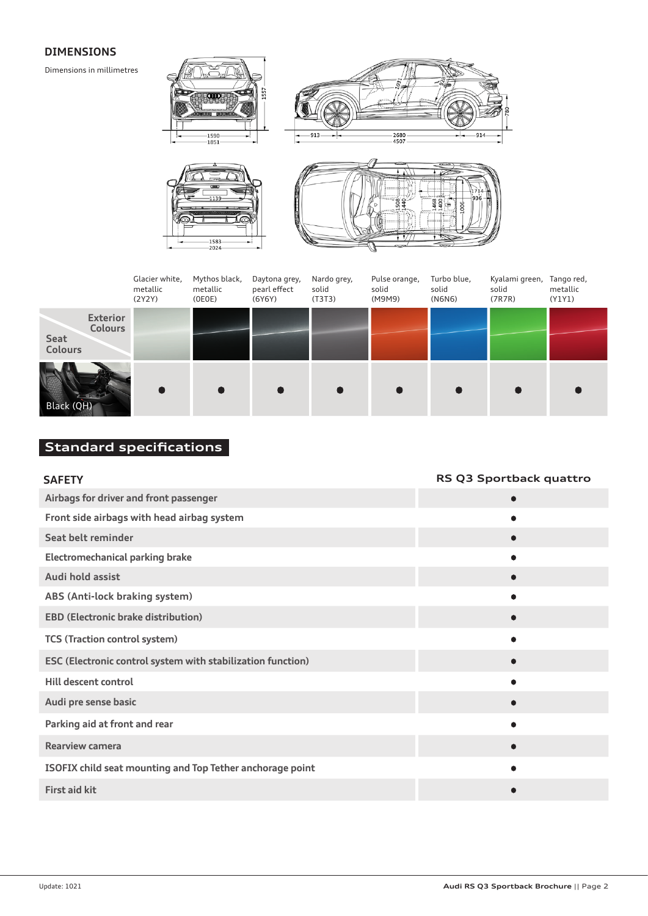## DIMENSIONS

Dimensions in millimetres

| Exterior Colours / Seat Colours | Glacier white, metallic (2Y2Y) | Mythos black, metallic (0E0E) | Daytona grey, pearl effect (6Y6Y) | Nardo grey, solid (T3T3) | Pulse orange, solid (M9M9) | Turbo blue, solid (N6N6) | Kyalami green, solid (7R7R) | Tango red, metallic (Y1Y1) |
|---|---|---|---|---|---|---|---|---|
| Black (QH) | ● | ● | ● | ● | ● | ● | ● | ● |

## Standard specifications

| SAFETY | RS Q3 Sportback quattro |
|---|---|
| Airbags for driver and front passenger | ● |
| Front side airbags with head airbag system | ● |
| Seat belt reminder | ● |
| Electromechanical parking brake | ● |
| Audi hold assist | ● |
| ABS (Anti-lock braking system) | ● |
| EBD (Electronic brake distribution) | ● |
| TCS (Traction control system) | ● |
| ESC (Electronic control system with stabilization function) | ● |
| Hill descent control | ● |
| Audi pre sense basic | ● |
| Parking aid at front and rear | ● |
| Rearview camera | ● |
| ISOFIX child seat mounting and Top Tether anchorage point | ● |
| First aid kit | ● |

Update: 1021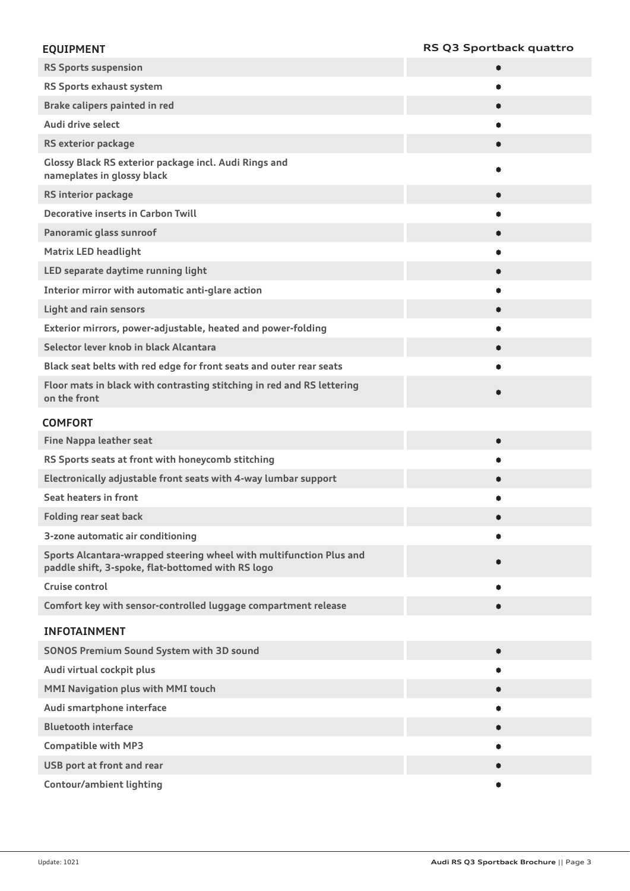| EQUIPMENT | RS Q3 Sportback quattro |
|---|---|
| RS Sports suspension | ● |
| RS Sports exhaust system | ● |
| Brake calipers painted in red | ● |
| Audi drive select | ● |
| RS exterior package | ● |
| Glossy Black RS exterior package incl. Audi Rings and nameplates in glossy black | ● |
| RS interior package | ● |
| Decorative inserts in Carbon Twill | ● |
| Panoramic glass sunroof | ● |
| Matrix LED headlight | ● |
| LED separate daytime running light | ● |
| Interior mirror with automatic anti-glare action | ● |
| Light and rain sensors | ● |
| Exterior mirrors, power-adjustable, heated and power-folding | ● |
| Selector lever knob in black Alcantara | ● |
| Black seat belts with red edge for front seats and outer rear seats | ● |
| Floor mats in black with contrasting stitching in red and RS lettering on the front | ● |

| COMFORT | |
|---|---|
| Fine Nappa leather seat | ● |
| RS Sports seats at front with honeycomb stitching | ● |
| Electronically adjustable front seats with 4-way lumbar support | ● |
| Seat heaters in front | ● |
| Folding rear seat back | ● |
| 3-zone automatic air conditioning | ● |
| Sports Alcantara-wrapped steering wheel with multifunction Plus and paddle shift, 3-spoke, flat-bottomed with RS logo | ● |
| Cruise control | ● |
| Comfort key with sensor-controlled luggage compartment release | ● |

| INFOTAINMENT | |
|---|---|
| SONOS Premium Sound System with 3D sound | ● |
| Audi virtual cockpit plus | ● |
| MMI Navigation plus with MMI touch | ● |
| Audi smartphone interface | ● |
| Bluetooth interface | ● |
| Compatible with MP3 | ● |
| USB port at front and rear | ● |
| Contour/ambient lighting | ● |

Update: 1021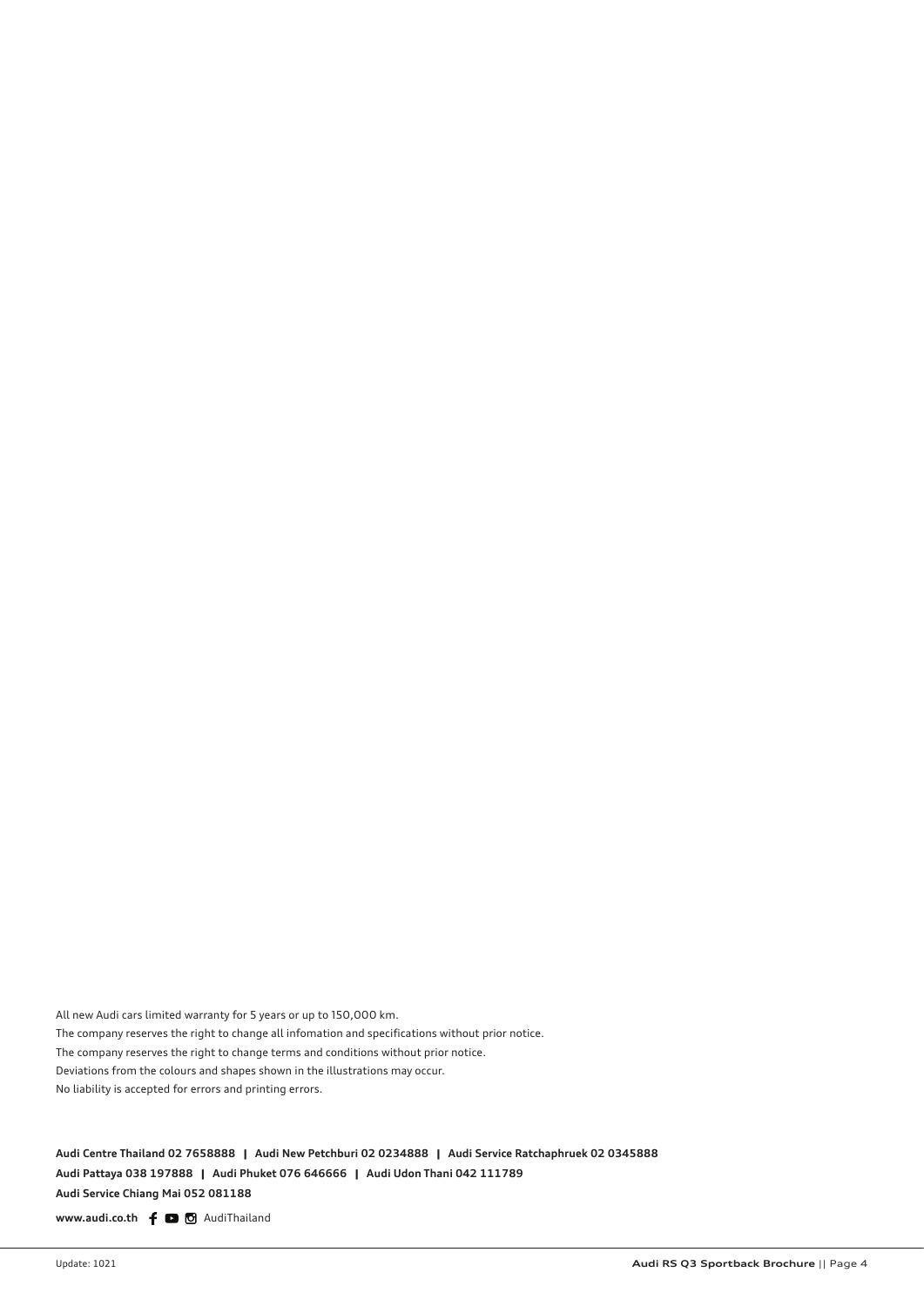All new Audi cars limited warranty for 5 years or up to 150,000 km.
The company reserves the right to change all infomation and specifications without prior notice.
The company reserves the right to change terms and conditions without prior notice.
Deviations from the colours and shapes shown in the illustrations may occur.
No liability is accepted for errors and printing errors.

**Audi Centre Thailand 02 7658888 | Audi New Petchburi 02 0234888 | Audi Service Ratchaphruek 02 0345888**
**Audi Pattaya 038 197888 | Audi Phuket 076 646666 | Audi Udon Thani 042 111789**
**Audi Service Chiang Mai 052 081188**

**www.audi.co.th** AudiThailand

Update: 1021